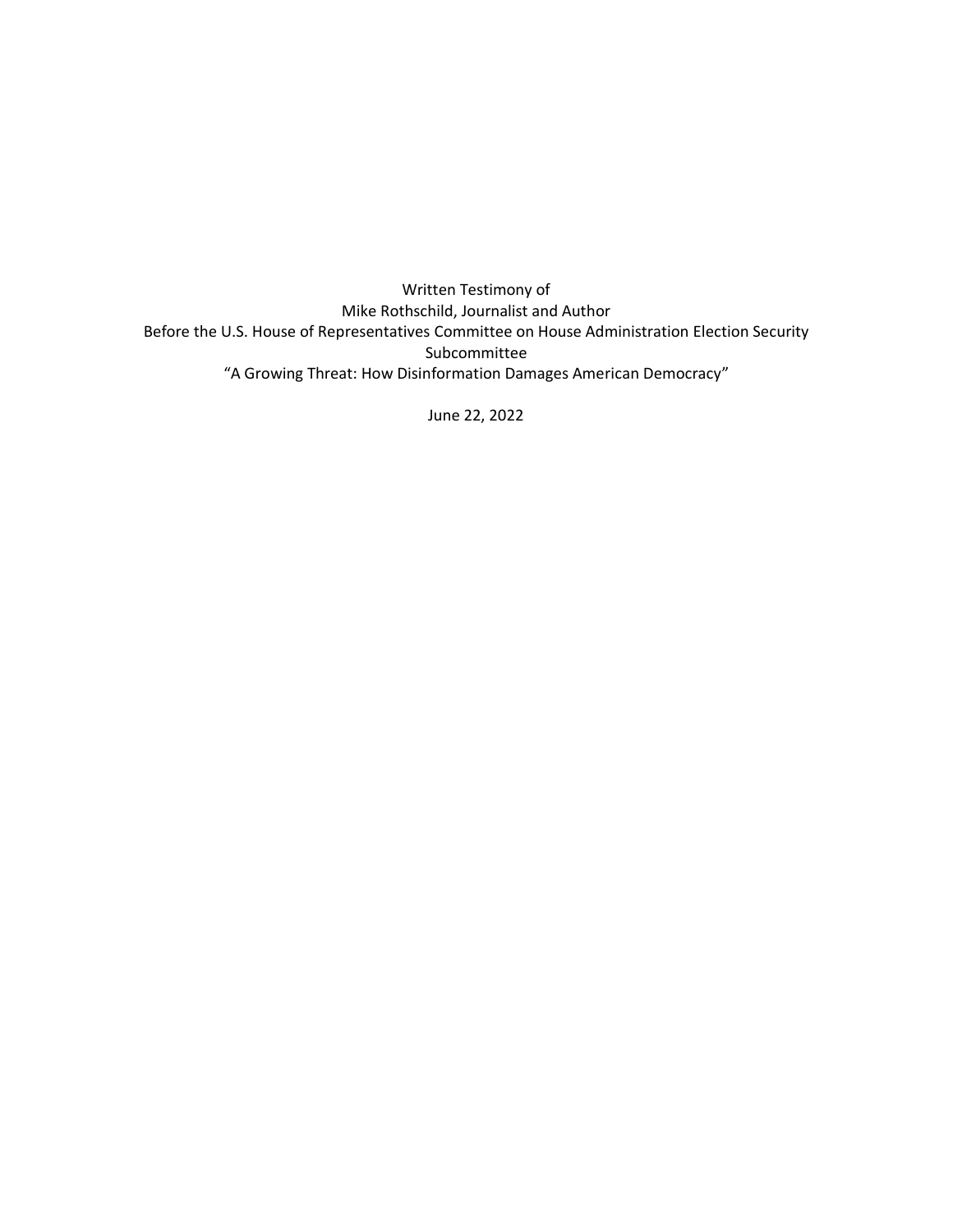Written Testimony of

Mike Rothschild, Journalist and Author

Before the U.S. House of Representatives Committee on House Administration Election Security Subcommittee

"A Growing Threat: How Disinformation Damages American Democracy"

June 22, 2022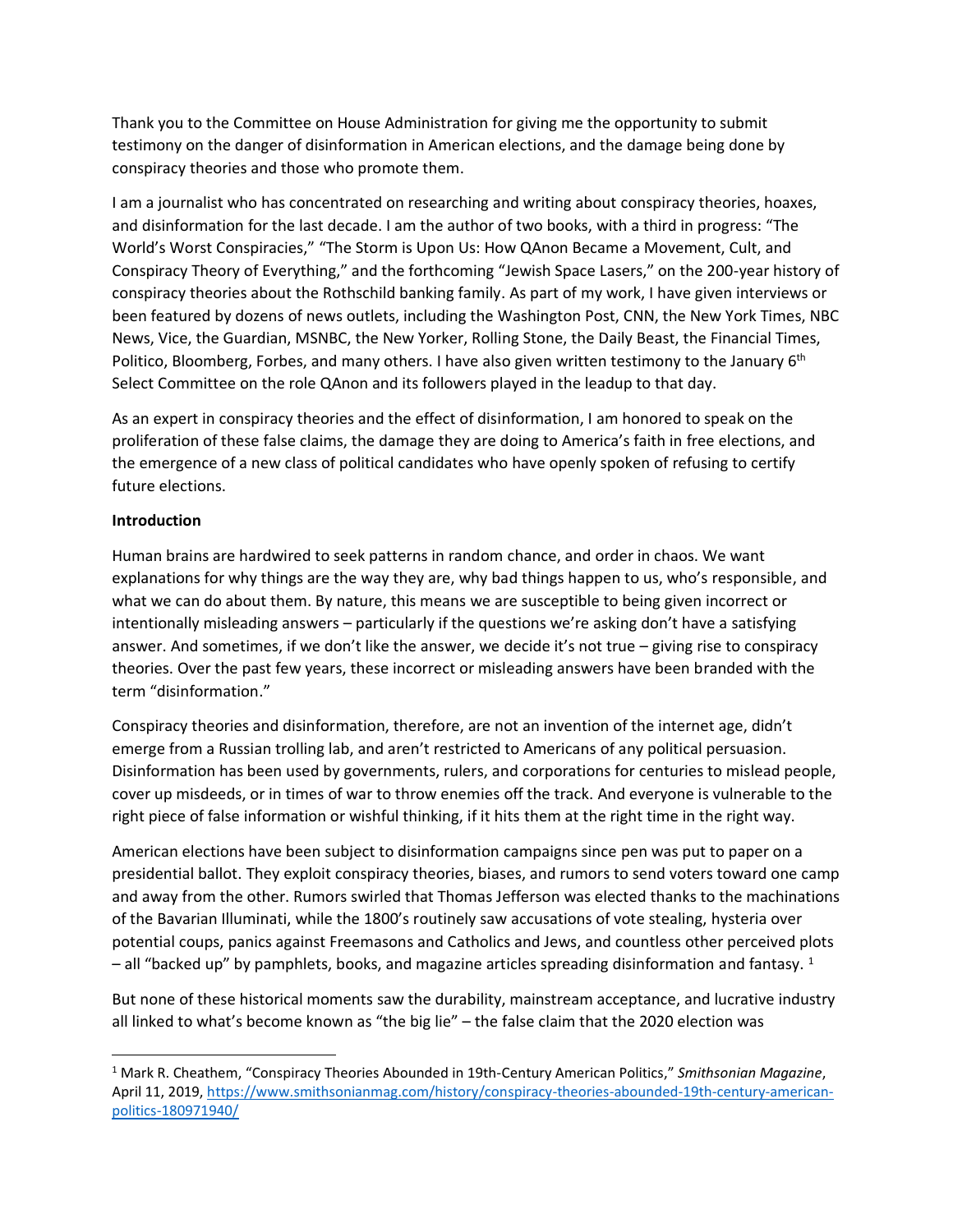Thank you to the Committee on House Administration for giving me the opportunity to submit testimony on the danger of disinformation in American elections, and the damage being done by conspiracy theories and those who promote them.

I am a journalist who has concentrated on researching and writing about conspiracy theories, hoaxes, and disinformation for the last decade. I am the author of two books, with a third in progress: "The World's Worst Conspiracies," "The Storm is Upon Us: How QAnon Became a Movement, Cult, and Conspiracy Theory of Everything," and the forthcoming "Jewish Space Lasers," on the 200-year history of conspiracy theories about the Rothschild banking family. As part of my work, I have given interviews or been featured by dozens of news outlets, including the Washington Post, CNN, the New York Times, NBC News, Vice, the Guardian, MSNBC, the New Yorker, Rolling Stone, the Daily Beast, the Financial Times, Politico, Bloomberg, Forbes, and many others. I have also given written testimony to the January 6th Select Committee on the role QAnon and its followers played in the leadup to that day.

As an expert in conspiracy theories and the effect of disinformation, I am honored to speak on the proliferation of these false claims, the damage they are doing to America's faith in free elections, and the emergence of a new class of political candidates who have openly spoken of refusing to certify future elections.

**Introduction**

Human brains are hardwired to seek patterns in random chance, and order in chaos. We want explanations for why things are the way they are, why bad things happen to us, who's responsible, and what we can do about them. By nature, this means we are susceptible to being given incorrect or intentionally misleading answers – particularly if the questions we're asking don't have a satisfying answer. And sometimes, if we don't like the answer, we decide it's not true – giving rise to conspiracy theories. Over the past few years, these incorrect or misleading answers have been branded with the term "disinformation."

Conspiracy theories and disinformation, therefore, are not an invention of the internet age, didn't emerge from a Russian trolling lab, and aren't restricted to Americans of any political persuasion. Disinformation has been used by governments, rulers, and corporations for centuries to mislead people, cover up misdeeds, or in times of war to throw enemies off the track. And everyone is vulnerable to the right piece of false information or wishful thinking, if it hits them at the right time in the right way.

American elections have been subject to disinformation campaigns since pen was put to paper on a presidential ballot. They exploit conspiracy theories, biases, and rumors to send voters toward one camp and away from the other. Rumors swirled that Thomas Jefferson was elected thanks to the machinations of the Bavarian Illuminati, while the 1800's routinely saw accusations of vote stealing, hysteria over potential coups, panics against Freemasons and Catholics and Jews, and countless other perceived plots – all "backed up" by pamphlets, books, and magazine articles spreading disinformation and fantasy. [1]

But none of these historical moments saw the durability, mainstream acceptance, and lucrative industry all linked to what's become known as "the big lie" – the false claim that the 2020 election was

---

[1] Mark R. Cheathem, "Conspiracy Theories Abounded in 19th-Century American Politics," *Smithsonian Magazine*, April 11, 2019, https://www.smithsonianmag.com/history/conspiracy-theories-abounded-19th-century-american-politics-180971940/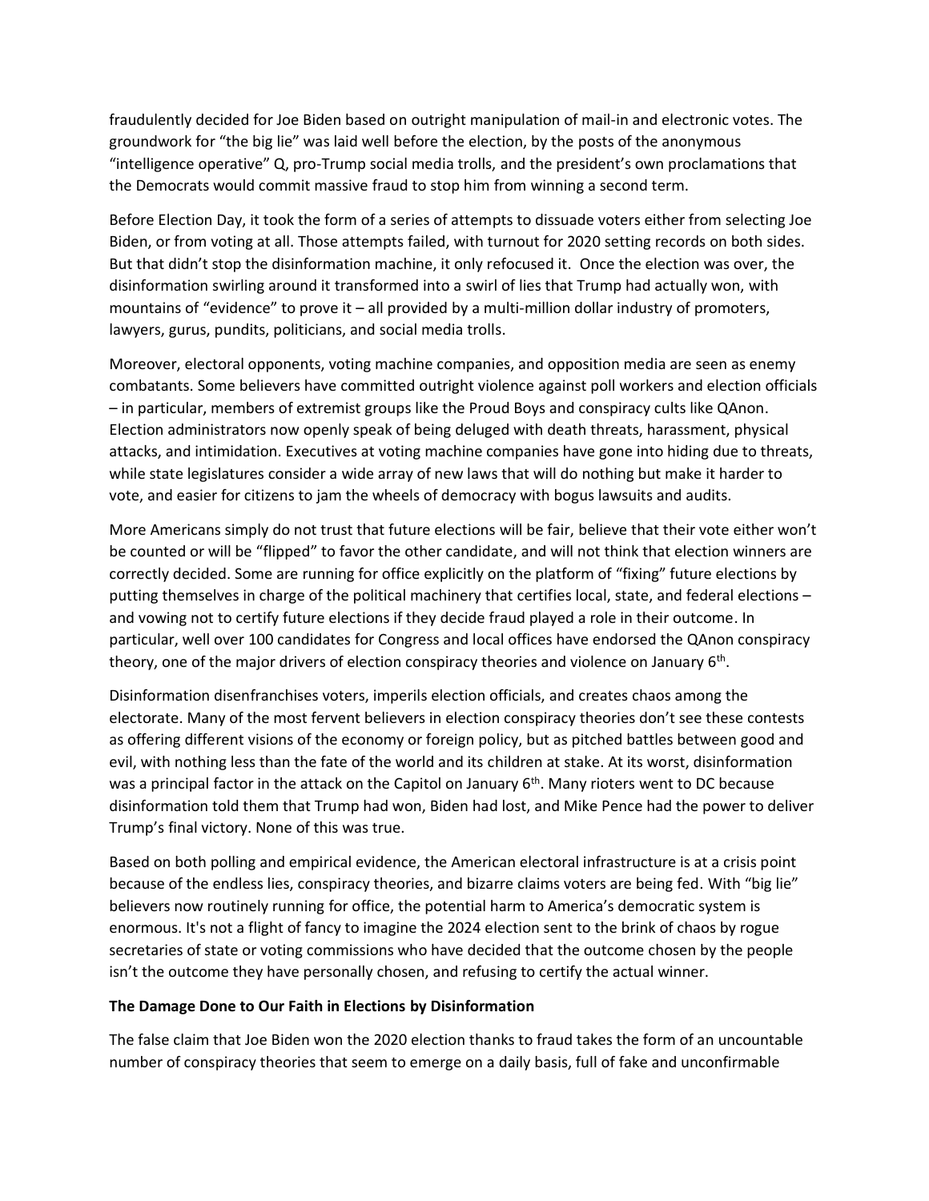fraudulently decided for Joe Biden based on outright manipulation of mail-in and electronic votes. The groundwork for "the big lie" was laid well before the election, by the posts of the anonymous "intelligence operative" Q, pro-Trump social media trolls, and the president's own proclamations that the Democrats would commit massive fraud to stop him from winning a second term.

Before Election Day, it took the form of a series of attempts to dissuade voters either from selecting Joe Biden, or from voting at all. Those attempts failed, with turnout for 2020 setting records on both sides. But that didn't stop the disinformation machine, it only refocused it. Once the election was over, the disinformation swirling around it transformed into a swirl of lies that Trump had actually won, with mountains of "evidence" to prove it – all provided by a multi-million dollar industry of promoters, lawyers, gurus, pundits, politicians, and social media trolls.

Moreover, electoral opponents, voting machine companies, and opposition media are seen as enemy combatants. Some believers have committed outright violence against poll workers and election officials – in particular, members of extremist groups like the Proud Boys and conspiracy cults like QAnon. Election administrators now openly speak of being deluged with death threats, harassment, physical attacks, and intimidation. Executives at voting machine companies have gone into hiding due to threats, while state legislatures consider a wide array of new laws that will do nothing but make it harder to vote, and easier for citizens to jam the wheels of democracy with bogus lawsuits and audits.

More Americans simply do not trust that future elections will be fair, believe that their vote either won't be counted or will be "flipped" to favor the other candidate, and will not think that election winners are correctly decided. Some are running for office explicitly on the platform of "fixing" future elections by putting themselves in charge of the political machinery that certifies local, state, and federal elections – and vowing not to certify future elections if they decide fraud played a role in their outcome. In particular, well over 100 candidates for Congress and local offices have endorsed the QAnon conspiracy theory, one of the major drivers of election conspiracy theories and violence on January 6th.

Disinformation disenfranchises voters, imperils election officials, and creates chaos among the electorate. Many of the most fervent believers in election conspiracy theories don't see these contests as offering different visions of the economy or foreign policy, but as pitched battles between good and evil, with nothing less than the fate of the world and its children at stake. At its worst, disinformation was a principal factor in the attack on the Capitol on January 6th. Many rioters went to DC because disinformation told them that Trump had won, Biden had lost, and Mike Pence had the power to deliver Trump's final victory. None of this was true.

Based on both polling and empirical evidence, the American electoral infrastructure is at a crisis point because of the endless lies, conspiracy theories, and bizarre claims voters are being fed. With "big lie" believers now routinely running for office, the potential harm to America's democratic system is enormous. It's not a flight of fancy to imagine the 2024 election sent to the brink of chaos by rogue secretaries of state or voting commissions who have decided that the outcome chosen by the people isn't the outcome they have personally chosen, and refusing to certify the actual winner.

**The Damage Done to Our Faith in Elections by Disinformation**

The false claim that Joe Biden won the 2020 election thanks to fraud takes the form of an uncountable number of conspiracy theories that seem to emerge on a daily basis, full of fake and unconfirmable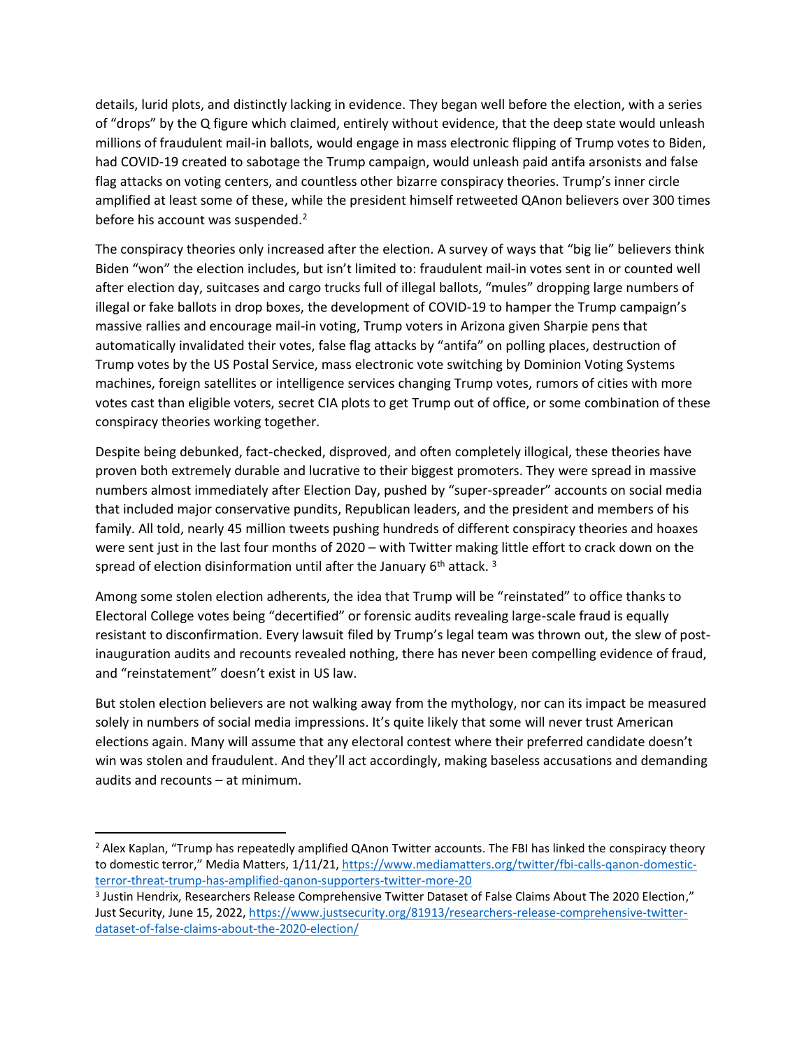details, lurid plots, and distinctly lacking in evidence. They began well before the election, with a series of "drops" by the Q figure which claimed, entirely without evidence, that the deep state would unleash millions of fraudulent mail-in ballots, would engage in mass electronic flipping of Trump votes to Biden, had COVID-19 created to sabotage the Trump campaign, would unleash paid antifa arsonists and false flag attacks on voting centers, and countless other bizarre conspiracy theories. Trump's inner circle amplified at least some of these, while the president himself retweeted QAnon believers over 300 times before his account was suspended.[2]

The conspiracy theories only increased after the election. A survey of ways that "big lie" believers think Biden "won" the election includes, but isn't limited to: fraudulent mail-in votes sent in or counted well after election day, suitcases and cargo trucks full of illegal ballots, "mules" dropping large numbers of illegal or fake ballots in drop boxes, the development of COVID-19 to hamper the Trump campaign's massive rallies and encourage mail-in voting, Trump voters in Arizona given Sharpie pens that automatically invalidated their votes, false flag attacks by "antifa" on polling places, destruction of Trump votes by the US Postal Service, mass electronic vote switching by Dominion Voting Systems machines, foreign satellites or intelligence services changing Trump votes, rumors of cities with more votes cast than eligible voters, secret CIA plots to get Trump out of office, or some combination of these conspiracy theories working together.

Despite being debunked, fact-checked, disproved, and often completely illogical, these theories have proven both extremely durable and lucrative to their biggest promoters. They were spread in massive numbers almost immediately after Election Day, pushed by "super-spreader" accounts on social media that included major conservative pundits, Republican leaders, and the president and members of his family. All told, nearly 45 million tweets pushing hundreds of different conspiracy theories and hoaxes were sent just in the last four months of 2020 – with Twitter making little effort to crack down on the spread of election disinformation until after the January 6th attack.[3]

Among some stolen election adherents, the idea that Trump will be "reinstated" to office thanks to Electoral College votes being "decertified" or forensic audits revealing large-scale fraud is equally resistant to disconfirmation. Every lawsuit filed by Trump's legal team was thrown out, the slew of post-inauguration audits and recounts revealed nothing, there has never been compelling evidence of fraud, and "reinstatement" doesn't exist in US law.

But stolen election believers are not walking away from the mythology, nor can its impact be measured solely in numbers of social media impressions. It's quite likely that some will never trust American elections again. Many will assume that any electoral contest where their preferred candidate doesn't win was stolen and fraudulent. And they'll act accordingly, making baseless accusations and demanding audits and recounts – at minimum.

---

[2] Alex Kaplan, "Trump has repeatedly amplified QAnon Twitter accounts. The FBI has linked the conspiracy theory to domestic terror," Media Matters, 1/11/21, https://www.mediamatters.org/twitter/fbi-calls-qanon-domestic-terror-threat-trump-has-amplified-qanon-supporters-twitter-more-20

[3] Justin Hendrix, Researchers Release Comprehensive Twitter Dataset of False Claims About The 2020 Election," Just Security, June 15, 2022, https://www.justsecurity.org/81913/researchers-release-comprehensive-twitter-dataset-of-false-claims-about-the-2020-election/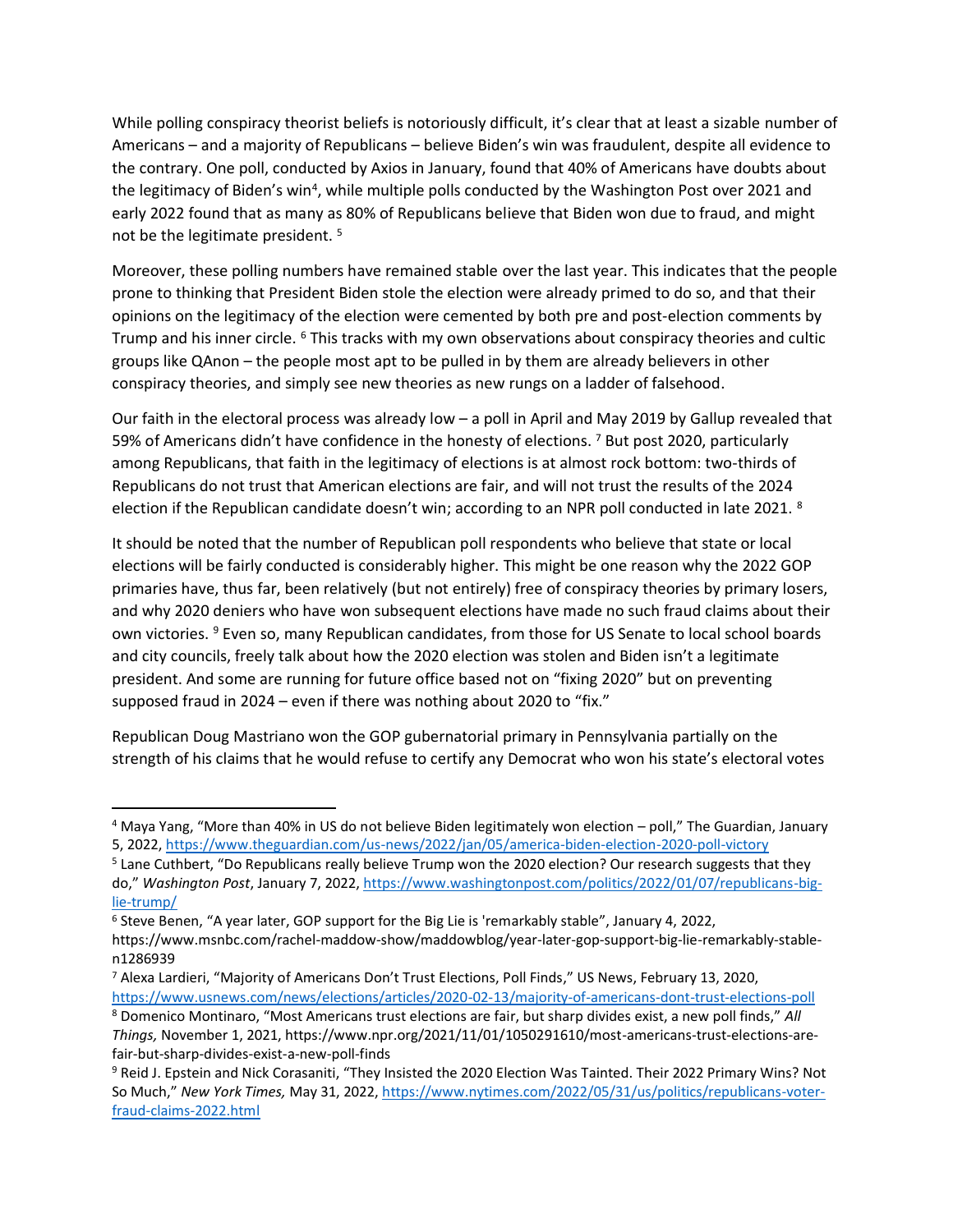While polling conspiracy theorist beliefs is notoriously difficult, it's clear that at least a sizable number of Americans – and a majority of Republicans – believe Biden's win was fraudulent, despite all evidence to the contrary. One poll, conducted by Axios in January, found that 40% of Americans have doubts about the legitimacy of Biden's win[4], while multiple polls conducted by the Washington Post over 2021 and early 2022 found that as many as 80% of Republicans believe that Biden won due to fraud, and might not be the legitimate president. [5]

Moreover, these polling numbers have remained stable over the last year. This indicates that the people prone to thinking that President Biden stole the election were already primed to do so, and that their opinions on the legitimacy of the election were cemented by both pre and post-election comments by Trump and his inner circle. [6] This tracks with my own observations about conspiracy theories and cultic groups like QAnon – the people most apt to be pulled in by them are already believers in other conspiracy theories, and simply see new theories as new rungs on a ladder of falsehood.

Our faith in the electoral process was already low – a poll in April and May 2019 by Gallup revealed that 59% of Americans didn't have confidence in the honesty of elections. [7] But post 2020, particularly among Republicans, that faith in the legitimacy of elections is at almost rock bottom: two-thirds of Republicans do not trust that American elections are fair, and will not trust the results of the 2024 election if the Republican candidate doesn't win; according to an NPR poll conducted in late 2021. [8]

It should be noted that the number of Republican poll respondents who believe that state or local elections will be fairly conducted is considerably higher. This might be one reason why the 2022 GOP primaries have, thus far, been relatively (but not entirely) free of conspiracy theories by primary losers, and why 2020 deniers who have won subsequent elections have made no such fraud claims about their own victories. [9] Even so, many Republican candidates, from those for US Senate to local school boards and city councils, freely talk about how the 2020 election was stolen and Biden isn't a legitimate president. And some are running for future office based not on "fixing 2020" but on preventing supposed fraud in 2024 – even if there was nothing about 2020 to "fix."

Republican Doug Mastriano won the GOP gubernatorial primary in Pennsylvania partially on the strength of his claims that he would refuse to certify any Democrat who won his state's electoral votes

---

[4] Maya Yang, "More than 40% in US do not believe Biden legitimately won election – poll," The Guardian, January 5, 2022, https://www.theguardian.com/us-news/2022/jan/05/america-biden-election-2020-poll-victory

[5] Lane Cuthbert, "Do Republicans really believe Trump won the 2020 election? Our research suggests that they do," *Washington Post*, January 7, 2022, https://www.washingtonpost.com/politics/2022/01/07/republicans-big-lie-trump/

[6] Steve Benen, "A year later, GOP support for the Big Lie is 'remarkably stable", January 4, 2022, https://www.msnbc.com/rachel-maddow-show/maddowblog/year-later-gop-support-big-lie-remarkably-stable-n1286939

[7] Alexa Lardieri, "Majority of Americans Don't Trust Elections, Poll Finds," US News, February 13, 2020, https://www.usnews.com/news/elections/articles/2020-02-13/majority-of-americans-dont-trust-elections-poll

[8] Domenico Montinaro, "Most Americans trust elections are fair, but sharp divides exist, a new poll finds," *All Things,* November 1, 2021, https://www.npr.org/2021/11/01/1050291610/most-americans-trust-elections-are-fair-but-sharp-divides-exist-a-new-poll-finds

[9] Reid J. Epstein and Nick Corasaniti, "They Insisted the 2020 Election Was Tainted. Their 2022 Primary Wins? Not So Much," *New York Times,* May 31, 2022, https://www.nytimes.com/2022/05/31/us/politics/republicans-voter-fraud-claims-2022.html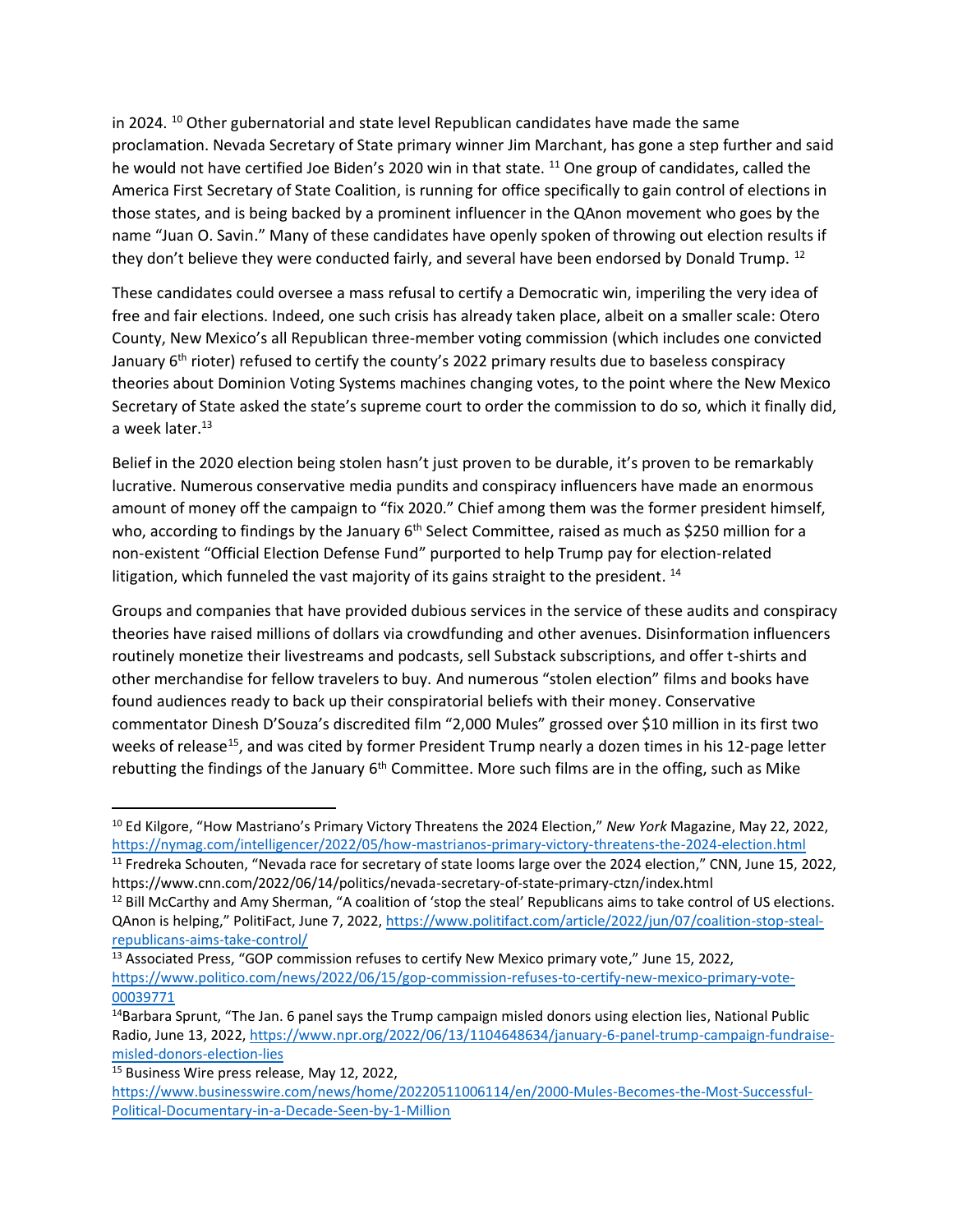in 2024. [10] Other gubernatorial and state level Republican candidates have made the same proclamation. Nevada Secretary of State primary winner Jim Marchant, has gone a step further and said he would not have certified Joe Biden's 2020 win in that state. [11] One group of candidates, called the America First Secretary of State Coalition, is running for office specifically to gain control of elections in those states, and is being backed by a prominent influencer in the QAnon movement who goes by the name "Juan O. Savin." Many of these candidates have openly spoken of throwing out election results if they don't believe they were conducted fairly, and several have been endorsed by Donald Trump. [12]

These candidates could oversee a mass refusal to certify a Democratic win, imperiling the very idea of free and fair elections. Indeed, one such crisis has already taken place, albeit on a smaller scale: Otero County, New Mexico's all Republican three-member voting commission (which includes one convicted January 6th rioter) refused to certify the county's 2022 primary results due to baseless conspiracy theories about Dominion Voting Systems machines changing votes, to the point where the New Mexico Secretary of State asked the state's supreme court to order the commission to do so, which it finally did, a week later.[13]

Belief in the 2020 election being stolen hasn't just proven to be durable, it's proven to be remarkably lucrative. Numerous conservative media pundits and conspiracy influencers have made an enormous amount of money off the campaign to "fix 2020." Chief among them was the former president himself, who, according to findings by the January 6th Select Committee, raised as much as $250 million for a non-existent "Official Election Defense Fund" purported to help Trump pay for election-related litigation, which funneled the vast majority of its gains straight to the president. [14]

Groups and companies that have provided dubious services in the service of these audits and conspiracy theories have raised millions of dollars via crowdfunding and other avenues. Disinformation influencers routinely monetize their livestreams and podcasts, sell Substack subscriptions, and offer t-shirts and other merchandise for fellow travelers to buy. And numerous "stolen election" films and books have found audiences ready to back up their conspiratorial beliefs with their money. Conservative commentator Dinesh D'Souza's discredited film "2,000 Mules" grossed over $10 million in its first two weeks of release[15], and was cited by former President Trump nearly a dozen times in his 12-page letter rebutting the findings of the January 6th Committee. More such films are in the offing, such as Mike

---

[10] Ed Kilgore, "How Mastriano's Primary Victory Threatens the 2024 Election," *New York* Magazine, May 22, 2022, https://nymag.com/intelligencer/2022/05/how-mastrianos-primary-victory-threatens-the-2024-election.html

[11] Fredreka Schouten, "Nevada race for secretary of state looms large over the 2024 election," CNN, June 15, 2022, https://www.cnn.com/2022/06/14/politics/nevada-secretary-of-state-primary-ctzn/index.html

[12] Bill McCarthy and Amy Sherman, "A coalition of 'stop the steal' Republicans aims to take control of US elections. QAnon is helping," PolitiFact, June 7, 2022, https://www.politifact.com/article/2022/jun/07/coalition-stop-steal-republicans-aims-take-control/

[13] Associated Press, "GOP commission refuses to certify New Mexico primary vote," June 15, 2022, https://www.politico.com/news/2022/06/15/gop-commission-refuses-to-certify-new-mexico-primary-vote-00039771

[14] Barbara Sprunt, "The Jan. 6 panel says the Trump campaign misled donors using election lies, National Public Radio, June 13, 2022, https://www.npr.org/2022/06/13/1104648634/january-6-panel-trump-campaign-fundraise-misled-donors-election-lies

[15] Business Wire press release, May 12, 2022, https://www.businesswire.com/news/home/20220511006114/en/2000-Mules-Becomes-the-Most-Successful-Political-Documentary-in-a-Decade-Seen-by-1-Million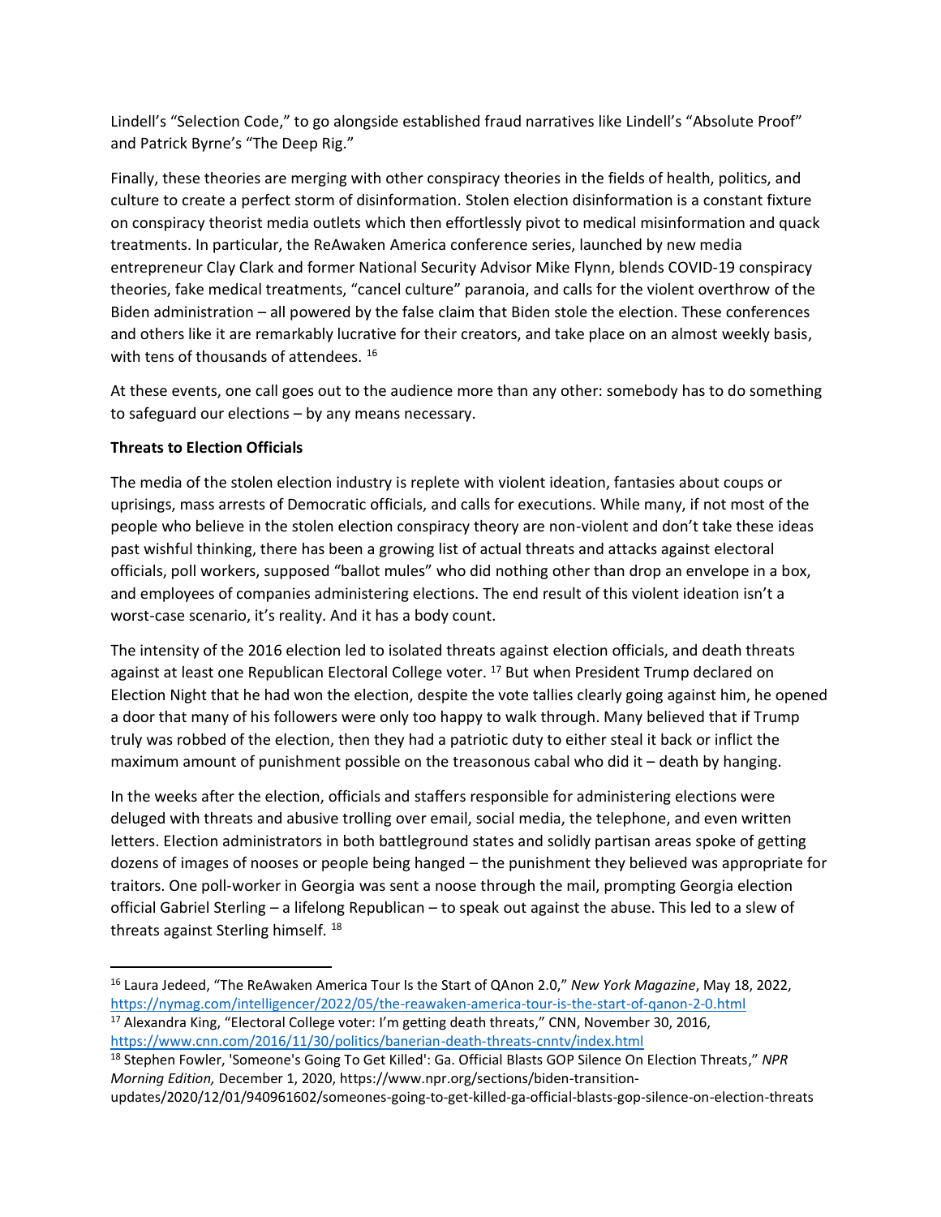Lindell's "Selection Code," to go alongside established fraud narratives like Lindell's "Absolute Proof" and Patrick Byrne's "The Deep Rig."

Finally, these theories are merging with other conspiracy theories in the fields of health, politics, and culture to create a perfect storm of disinformation. Stolen election disinformation is a constant fixture on conspiracy theorist media outlets which then effortlessly pivot to medical misinformation and quack treatments. In particular, the ReAwaken America conference series, launched by new media entrepreneur Clay Clark and former National Security Advisor Mike Flynn, blends COVID-19 conspiracy theories, fake medical treatments, "cancel culture" paranoia, and calls for the violent overthrow of the Biden administration – all powered by the false claim that Biden stole the election. These conferences and others like it are remarkably lucrative for their creators, and take place on an almost weekly basis, with tens of thousands of attendees. [16]

At these events, one call goes out to the audience more than any other: somebody has to do something to safeguard our elections – by any means necessary.

**Threats to Election Officials**

The media of the stolen election industry is replete with violent ideation, fantasies about coups or uprisings, mass arrests of Democratic officials, and calls for executions. While many, if not most of the people who believe in the stolen election conspiracy theory are non-violent and don't take these ideas past wishful thinking, there has been a growing list of actual threats and attacks against electoral officials, poll workers, supposed "ballot mules" who did nothing other than drop an envelope in a box, and employees of companies administering elections. The end result of this violent ideation isn't a worst-case scenario, it's reality. And it has a body count.

The intensity of the 2016 election led to isolated threats against election officials, and death threats against at least one Republican Electoral College voter. [17] But when President Trump declared on Election Night that he had won the election, despite the vote tallies clearly going against him, he opened a door that many of his followers were only too happy to walk through. Many believed that if Trump truly was robbed of the election, then they had a patriotic duty to either steal it back or inflict the maximum amount of punishment possible on the treasonous cabal who did it – death by hanging.

In the weeks after the election, officials and staffers responsible for administering elections were deluged with threats and abusive trolling over email, social media, the telephone, and even written letters. Election administrators in both battleground states and solidly partisan areas spoke of getting dozens of images of nooses or people being hanged – the punishment they believed was appropriate for traitors. One poll-worker in Georgia was sent a noose through the mail, prompting Georgia election official Gabriel Sterling – a lifelong Republican – to speak out against the abuse. This led to a slew of threats against Sterling himself. [18]

---

[16] Laura Jedeed, "The ReAwaken America Tour Is the Start of QAnon 2.0," *New York Magazine*, May 18, 2022, https://nymag.com/intelligencer/2022/05/the-reawaken-america-tour-is-the-start-of-qanon-2-0.html

[17] Alexandra King, "Electoral College voter: I'm getting death threats," CNN, November 30, 2016, https://www.cnn.com/2016/11/30/politics/banerian-death-threats-cnntv/index.html

[18] Stephen Fowler, 'Someone's Going To Get Killed': Ga. Official Blasts GOP Silence On Election Threats," *NPR Morning Edition,* December 1, 2020, https://www.npr.org/sections/biden-transition-updates/2020/12/01/940961602/someones-going-to-get-killed-ga-official-blasts-gop-silence-on-election-threats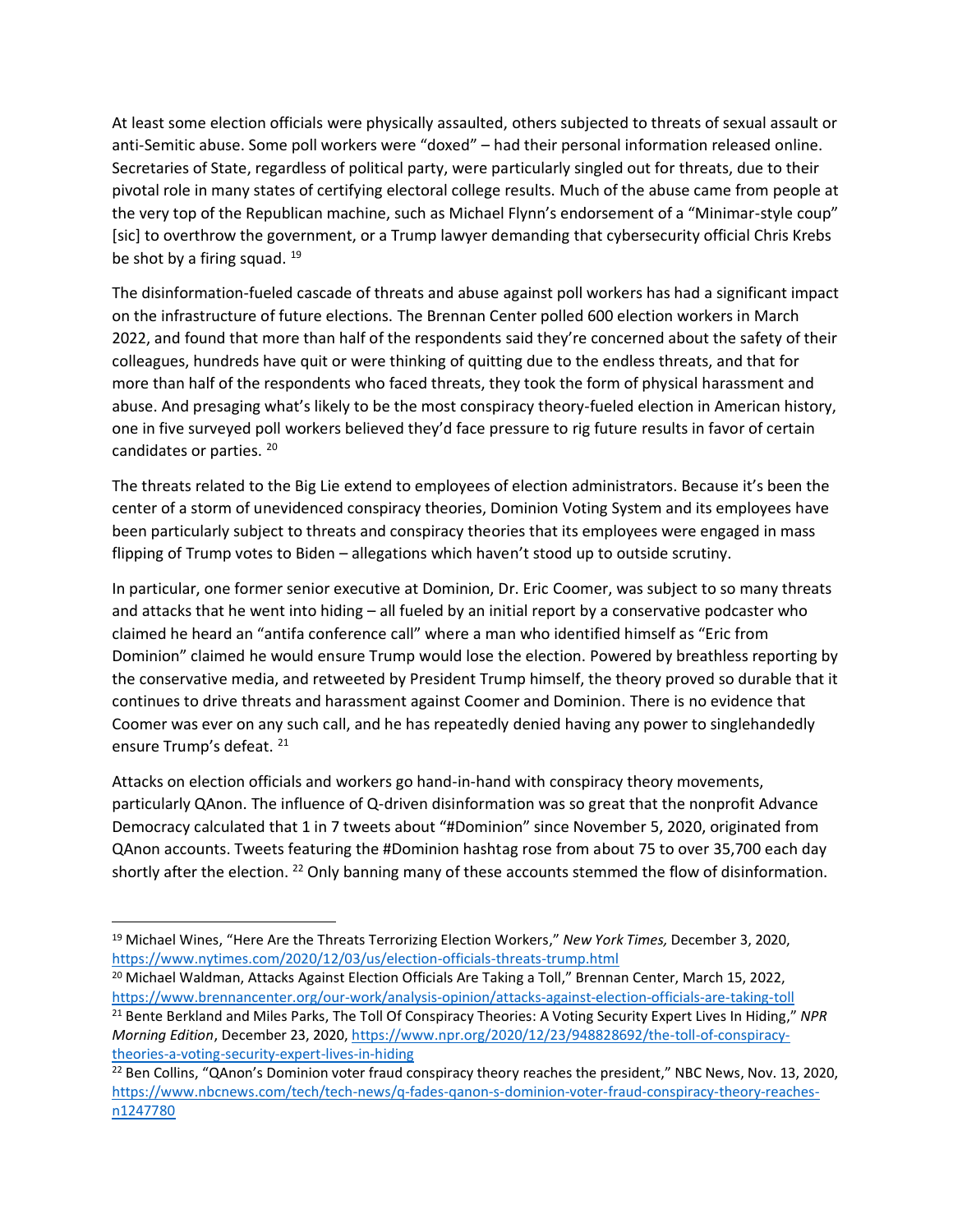At least some election officials were physically assaulted, others subjected to threats of sexual assault or anti-Semitic abuse. Some poll workers were "doxed" – had their personal information released online. Secretaries of State, regardless of political party, were particularly singled out for threats, due to their pivotal role in many states of certifying electoral college results. Much of the abuse came from people at the very top of the Republican machine, such as Michael Flynn's endorsement of a "Minimar-style coup" [sic] to overthrow the government, or a Trump lawyer demanding that cybersecurity official Chris Krebs be shot by a firing squad. [19]

The disinformation-fueled cascade of threats and abuse against poll workers has had a significant impact on the infrastructure of future elections. The Brennan Center polled 600 election workers in March 2022, and found that more than half of the respondents said they're concerned about the safety of their colleagues, hundreds have quit or were thinking of quitting due to the endless threats, and that for more than half of the respondents who faced threats, they took the form of physical harassment and abuse. And presaging what's likely to be the most conspiracy theory-fueled election in American history, one in five surveyed poll workers believed they'd face pressure to rig future results in favor of certain candidates or parties. [20]

The threats related to the Big Lie extend to employees of election administrators. Because it's been the center of a storm of unevidenced conspiracy theories, Dominion Voting System and its employees have been particularly subject to threats and conspiracy theories that its employees were engaged in mass flipping of Trump votes to Biden – allegations which haven't stood up to outside scrutiny.

In particular, one former senior executive at Dominion, Dr. Eric Coomer, was subject to so many threats and attacks that he went into hiding – all fueled by an initial report by a conservative podcaster who claimed he heard an "antifa conference call" where a man who identified himself as "Eric from Dominion" claimed he would ensure Trump would lose the election. Powered by breathless reporting by the conservative media, and retweeted by President Trump himself, the theory proved so durable that it continues to drive threats and harassment against Coomer and Dominion. There is no evidence that Coomer was ever on any such call, and he has repeatedly denied having any power to singlehandedly ensure Trump's defeat. [21]

Attacks on election officials and workers go hand-in-hand with conspiracy theory movements, particularly QAnon. The influence of Q-driven disinformation was so great that the nonprofit Advance Democracy calculated that 1 in 7 tweets about "#Dominion" since November 5, 2020, originated from QAnon accounts. Tweets featuring the #Dominion hashtag rose from about 75 to over 35,700 each day shortly after the election. [22] Only banning many of these accounts stemmed the flow of disinformation.

---

[19] Michael Wines, "Here Are the Threats Terrorizing Election Workers," *New York Times,* December 3, 2020, https://www.nytimes.com/2020/12/03/us/election-officials-threats-trump.html

[20] Michael Waldman, Attacks Against Election Officials Are Taking a Toll," Brennan Center, March 15, 2022, https://www.brennancenter.org/our-work/analysis-opinion/attacks-against-election-officials-are-taking-toll

[21] Bente Berkland and Miles Parks, The Toll Of Conspiracy Theories: A Voting Security Expert Lives In Hiding," *NPR Morning Edition*, December 23, 2020, https://www.npr.org/2020/12/23/948828692/the-toll-of-conspiracy-theories-a-voting-security-expert-lives-in-hiding

[22] Ben Collins, "QAnon's Dominion voter fraud conspiracy theory reaches the president," NBC News, Nov. 13, 2020, https://www.nbcnews.com/tech/tech-news/q-fades-qanon-s-dominion-voter-fraud-conspiracy-theory-reaches-n1247780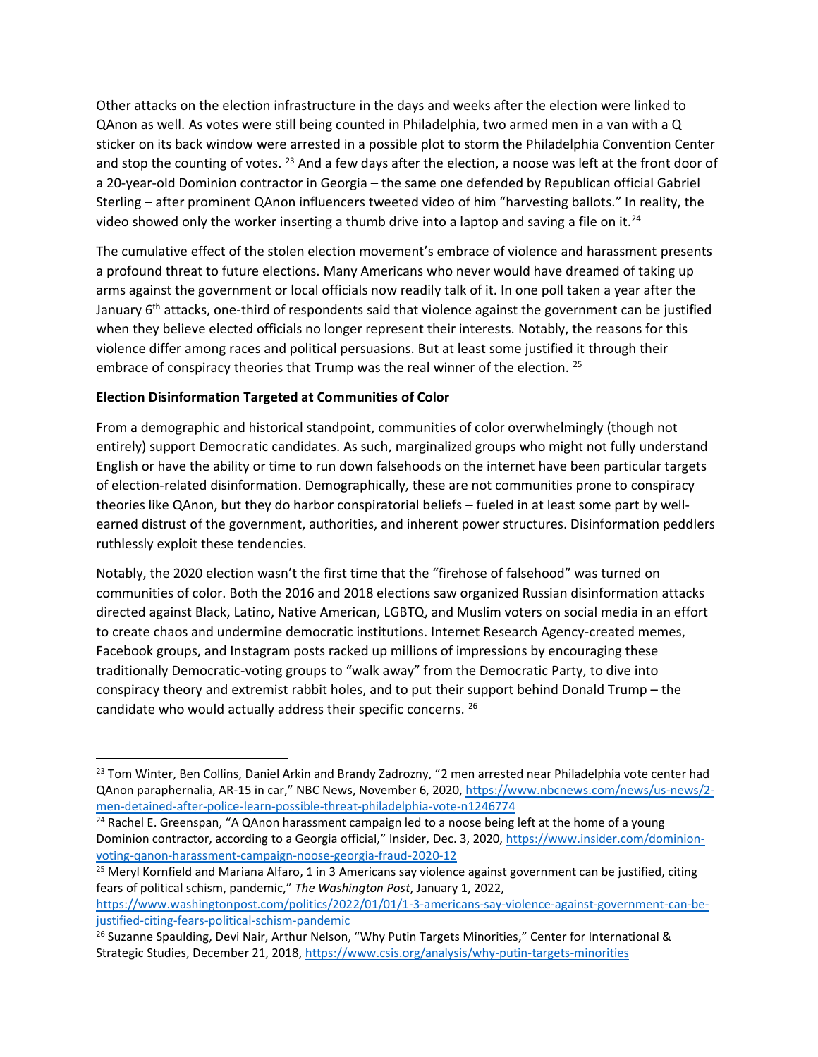Other attacks on the election infrastructure in the days and weeks after the election were linked to QAnon as well. As votes were still being counted in Philadelphia, two armed men in a van with a Q sticker on its back window were arrested in a possible plot to storm the Philadelphia Convention Center and stop the counting of votes. [23] And a few days after the election, a noose was left at the front door of a 20-year-old Dominion contractor in Georgia – the same one defended by Republican official Gabriel Sterling – after prominent QAnon influencers tweeted video of him "harvesting ballots." In reality, the video showed only the worker inserting a thumb drive into a laptop and saving a file on it.[24]

The cumulative effect of the stolen election movement's embrace of violence and harassment presents a profound threat to future elections. Many Americans who never would have dreamed of taking up arms against the government or local officials now readily talk of it. In one poll taken a year after the January 6th attacks, one-third of respondents said that violence against the government can be justified when they believe elected officials no longer represent their interests. Notably, the reasons for this violence differ among races and political persuasions. But at least some justified it through their embrace of conspiracy theories that Trump was the real winner of the election. [25]

**Election Disinformation Targeted at Communities of Color**

From a demographic and historical standpoint, communities of color overwhelmingly (though not entirely) support Democratic candidates. As such, marginalized groups who might not fully understand English or have the ability or time to run down falsehoods on the internet have been particular targets of election-related disinformation. Demographically, these are not communities prone to conspiracy theories like QAnon, but they do harbor conspiratorial beliefs – fueled in at least some part by well-earned distrust of the government, authorities, and inherent power structures. Disinformation peddlers ruthlessly exploit these tendencies.

Notably, the 2020 election wasn't the first time that the "firehose of falsehood" was turned on communities of color. Both the 2016 and 2018 elections saw organized Russian disinformation attacks directed against Black, Latino, Native American, LGBTQ, and Muslim voters on social media in an effort to create chaos and undermine democratic institutions. Internet Research Agency-created memes, Facebook groups, and Instagram posts racked up millions of impressions by encouraging these traditionally Democratic-voting groups to "walk away" from the Democratic Party, to dive into conspiracy theory and extremist rabbit holes, and to put their support behind Donald Trump – the candidate who would actually address their specific concerns. [26]

---

[23] Tom Winter, Ben Collins, Daniel Arkin and Brandy Zadrozny, "2 men arrested near Philadelphia vote center had QAnon paraphernalia, AR-15 in car," NBC News, November 6, 2020, https://www.nbcnews.com/news/us-news/2-men-detained-after-police-learn-possible-threat-philadelphia-vote-n1246774

[24] Rachel E. Greenspan, "A QAnon harassment campaign led to a noose being left at the home of a young Dominion contractor, according to a Georgia official," Insider, Dec. 3, 2020, https://www.insider.com/dominion-voting-qanon-harassment-campaign-noose-georgia-fraud-2020-12

[25] Meryl Kornfield and Mariana Alfaro, 1 in 3 Americans say violence against government can be justified, citing fears of political schism, pandemic," *The Washington Post*, January 1, 2022, https://www.washingtonpost.com/politics/2022/01/01/1-3-americans-say-violence-against-government-can-be-justified-citing-fears-political-schism-pandemic

[26] Suzanne Spaulding, Devi Nair, Arthur Nelson, "Why Putin Targets Minorities," Center for International & Strategic Studies, December 21, 2018, https://www.csis.org/analysis/why-putin-targets-minorities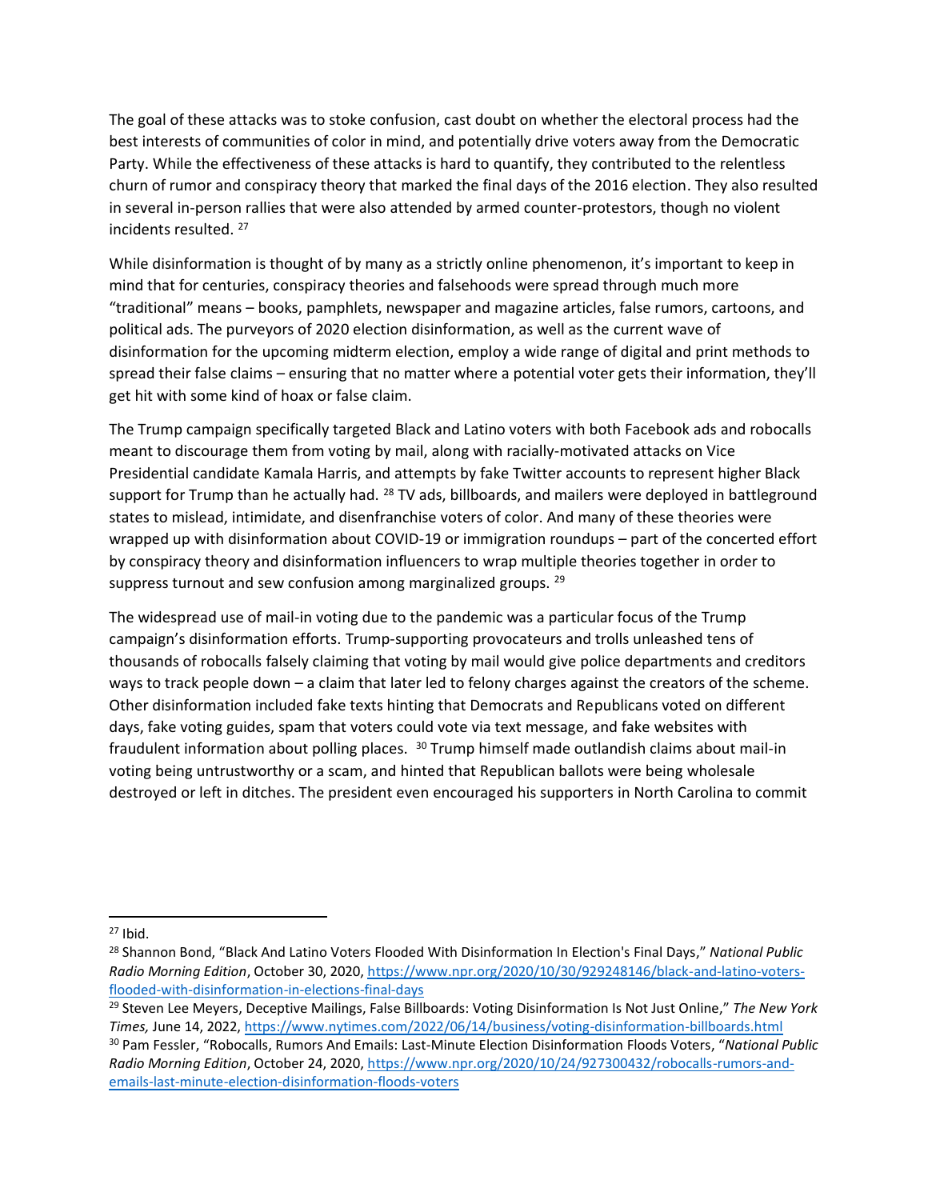The goal of these attacks was to stoke confusion, cast doubt on whether the electoral process had the best interests of communities of color in mind, and potentially drive voters away from the Democratic Party. While the effectiveness of these attacks is hard to quantify, they contributed to the relentless churn of rumor and conspiracy theory that marked the final days of the 2016 election. They also resulted in several in-person rallies that were also attended by armed counter-protestors, though no violent incidents resulted. [27]

While disinformation is thought of by many as a strictly online phenomenon, it's important to keep in mind that for centuries, conspiracy theories and falsehoods were spread through much more "traditional" means – books, pamphlets, newspaper and magazine articles, false rumors, cartoons, and political ads. The purveyors of 2020 election disinformation, as well as the current wave of disinformation for the upcoming midterm election, employ a wide range of digital and print methods to spread their false claims – ensuring that no matter where a potential voter gets their information, they'll get hit with some kind of hoax or false claim.

The Trump campaign specifically targeted Black and Latino voters with both Facebook ads and robocalls meant to discourage them from voting by mail, along with racially-motivated attacks on Vice Presidential candidate Kamala Harris, and attempts by fake Twitter accounts to represent higher Black support for Trump than he actually had. [28] TV ads, billboards, and mailers were deployed in battleground states to mislead, intimidate, and disenfranchise voters of color. And many of these theories were wrapped up with disinformation about COVID-19 or immigration roundups – part of the concerted effort by conspiracy theory and disinformation influencers to wrap multiple theories together in order to suppress turnout and sew confusion among marginalized groups. [29]

The widespread use of mail-in voting due to the pandemic was a particular focus of the Trump campaign's disinformation efforts. Trump-supporting provocateurs and trolls unleashed tens of thousands of robocalls falsely claiming that voting by mail would give police departments and creditors ways to track people down – a claim that later led to felony charges against the creators of the scheme. Other disinformation included fake texts hinting that Democrats and Republicans voted on different days, fake voting guides, spam that voters could vote via text message, and fake websites with fraudulent information about polling places. [30] Trump himself made outlandish claims about mail-in voting being untrustworthy or a scam, and hinted that Republican ballots were being wholesale destroyed or left in ditches. The president even encouraged his supporters in North Carolina to commit

---

[27] Ibid.

[28] Shannon Bond, "Black And Latino Voters Flooded With Disinformation In Election's Final Days," *National Public Radio Morning Edition*, October 30, 2020, https://www.npr.org/2020/10/30/929248146/black-and-latino-voters-flooded-with-disinformation-in-elections-final-days

[29] Steven Lee Meyers, Deceptive Mailings, False Billboards: Voting Disinformation Is Not Just Online," *The New York Times*, June 14, 2022, https://www.nytimes.com/2022/06/14/business/voting-disinformation-billboards.html

[30] Pam Fessler, "Robocalls, Rumors And Emails: Last-Minute Election Disinformation Floods Voters, "*National Public Radio Morning Edition*, October 24, 2020, https://www.npr.org/2020/10/24/927300432/robocalls-rumors-and-emails-last-minute-election-disinformation-floods-voters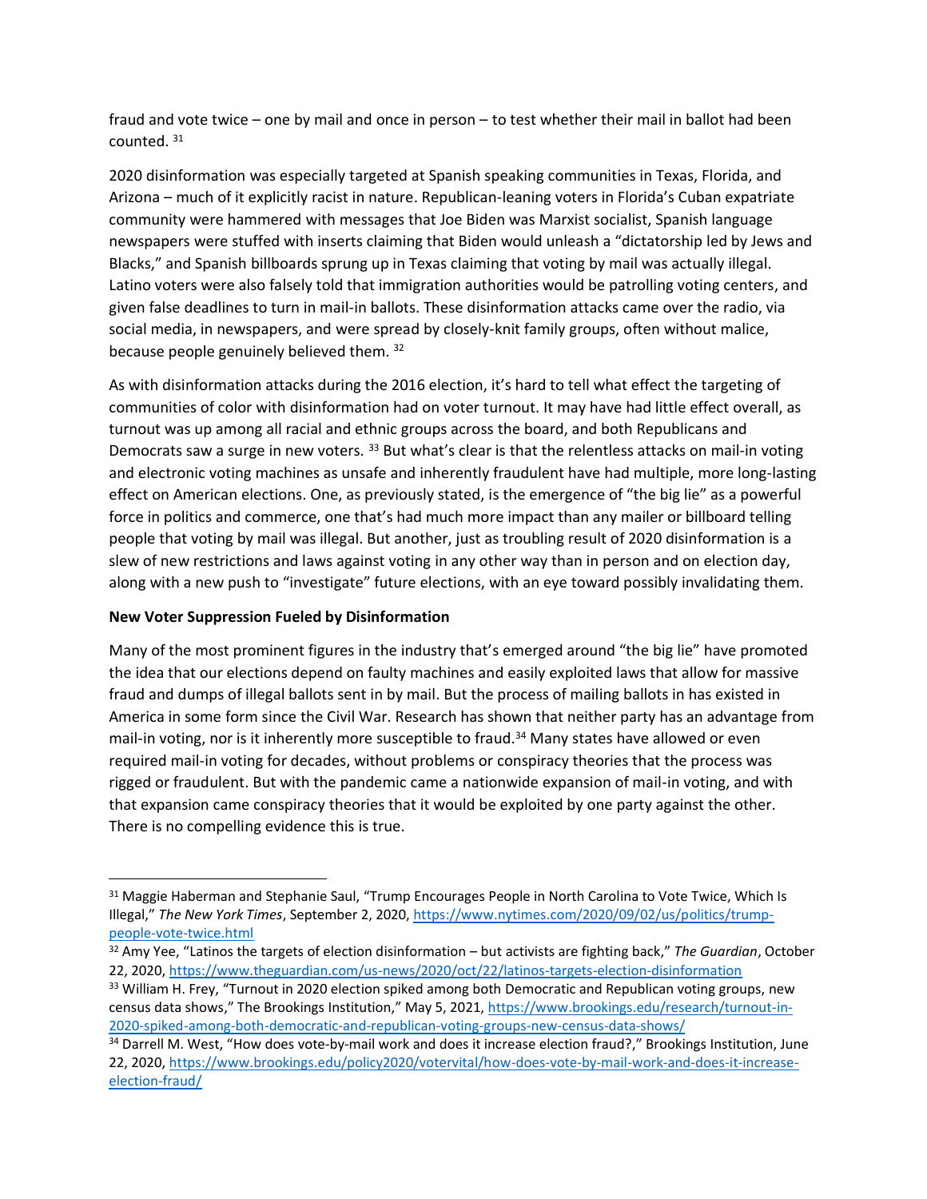fraud and vote twice – one by mail and once in person – to test whether their mail in ballot had been counted. [31]

2020 disinformation was especially targeted at Spanish speaking communities in Texas, Florida, and Arizona – much of it explicitly racist in nature. Republican-leaning voters in Florida's Cuban expatriate community were hammered with messages that Joe Biden was Marxist socialist, Spanish language newspapers were stuffed with inserts claiming that Biden would unleash a "dictatorship led by Jews and Blacks," and Spanish billboards sprung up in Texas claiming that voting by mail was actually illegal. Latino voters were also falsely told that immigration authorities would be patrolling voting centers, and given false deadlines to turn in mail-in ballots. These disinformation attacks came over the radio, via social media, in newspapers, and were spread by closely-knit family groups, often without malice, because people genuinely believed them. [32]

As with disinformation attacks during the 2016 election, it's hard to tell what effect the targeting of communities of color with disinformation had on voter turnout. It may have had little effect overall, as turnout was up among all racial and ethnic groups across the board, and both Republicans and Democrats saw a surge in new voters. [33] But what's clear is that the relentless attacks on mail-in voting and electronic voting machines as unsafe and inherently fraudulent have had multiple, more long-lasting effect on American elections. One, as previously stated, is the emergence of "the big lie" as a powerful force in politics and commerce, one that's had much more impact than any mailer or billboard telling people that voting by mail was illegal. But another, just as troubling result of 2020 disinformation is a slew of new restrictions and laws against voting in any other way than in person and on election day, along with a new push to "investigate" future elections, with an eye toward possibly invalidating them.

**New Voter Suppression Fueled by Disinformation**

Many of the most prominent figures in the industry that's emerged around "the big lie" have promoted the idea that our elections depend on faulty machines and easily exploited laws that allow for massive fraud and dumps of illegal ballots sent in by mail. But the process of mailing ballots in has existed in America in some form since the Civil War. Research has shown that neither party has an advantage from mail-in voting, nor is it inherently more susceptible to fraud.[34] Many states have allowed or even required mail-in voting for decades, without problems or conspiracy theories that the process was rigged or fraudulent. But with the pandemic came a nationwide expansion of mail-in voting, and with that expansion came conspiracy theories that it would be exploited by one party against the other. There is no compelling evidence this is true.

---

[31] Maggie Haberman and Stephanie Saul, "Trump Encourages People in North Carolina to Vote Twice, Which Is Illegal," *The New York Times*, September 2, 2020, https://www.nytimes.com/2020/09/02/us/politics/trump-people-vote-twice.html

[32] Amy Yee, "Latinos the targets of election disinformation – but activists are fighting back," *The Guardian*, October 22, 2020, https://www.theguardian.com/us-news/2020/oct/22/latinos-targets-election-disinformation

[33] William H. Frey, "Turnout in 2020 election spiked among both Democratic and Republican voting groups, new census data shows," The Brookings Institution," May 5, 2021, https://www.brookings.edu/research/turnout-in-2020-spiked-among-both-democratic-and-republican-voting-groups-new-census-data-shows/

[34] Darrell M. West, "How does vote-by-mail work and does it increase election fraud?," Brookings Institution, June 22, 2020, https://www.brookings.edu/policy2020/votervital/how-does-vote-by-mail-work-and-does-it-increase-election-fraud/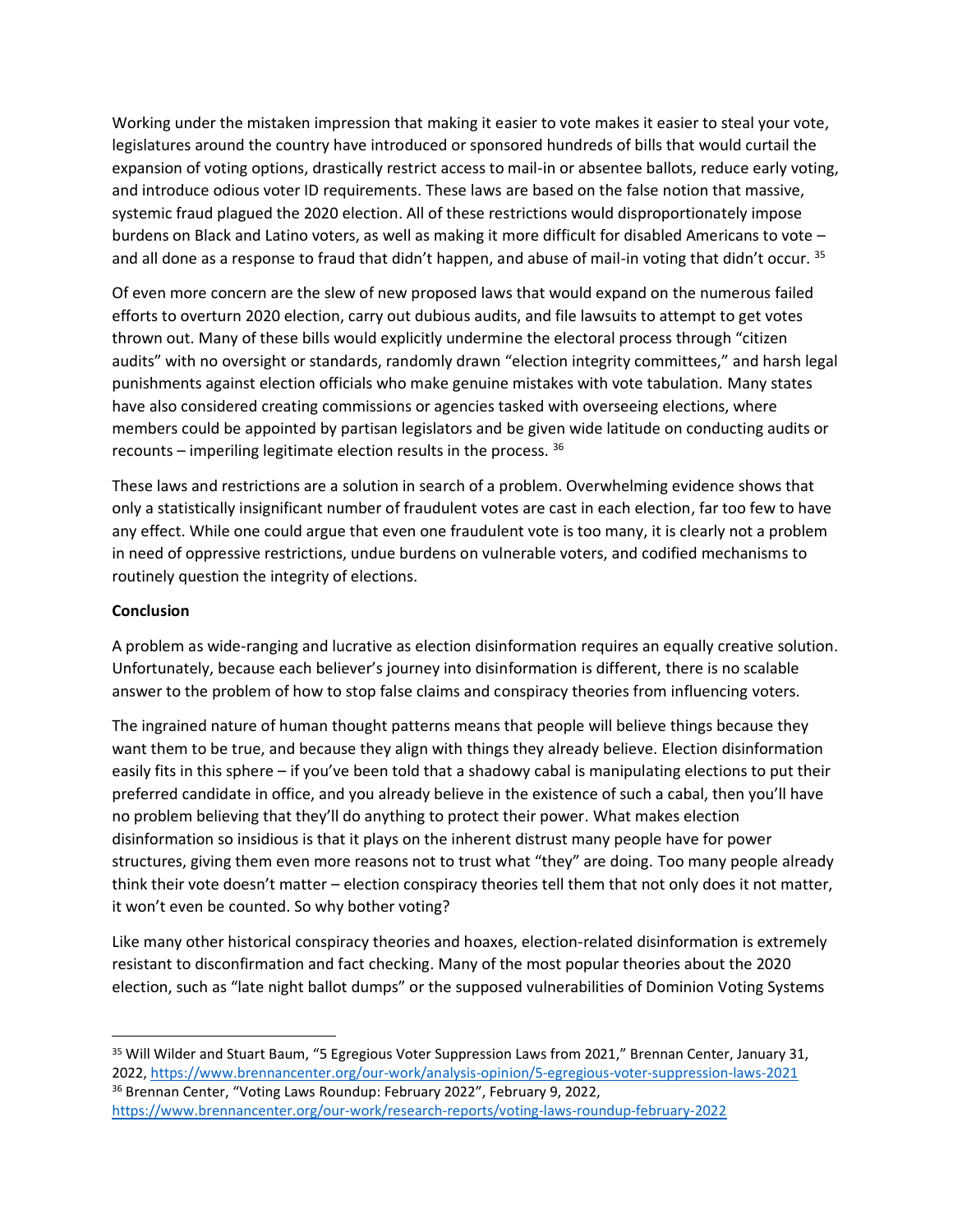Working under the mistaken impression that making it easier to vote makes it easier to steal your vote, legislatures around the country have introduced or sponsored hundreds of bills that would curtail the expansion of voting options, drastically restrict access to mail-in or absentee ballots, reduce early voting, and introduce odious voter ID requirements. These laws are based on the false notion that massive, systemic fraud plagued the 2020 election. All of these restrictions would disproportionately impose burdens on Black and Latino voters, as well as making it more difficult for disabled Americans to vote – and all done as a response to fraud that didn't happen, and abuse of mail-in voting that didn't occur. [35]

Of even more concern are the slew of new proposed laws that would expand on the numerous failed efforts to overturn 2020 election, carry out dubious audits, and file lawsuits to attempt to get votes thrown out. Many of these bills would explicitly undermine the electoral process through "citizen audits" with no oversight or standards, randomly drawn "election integrity committees," and harsh legal punishments against election officials who make genuine mistakes with vote tabulation. Many states have also considered creating commissions or agencies tasked with overseeing elections, where members could be appointed by partisan legislators and be given wide latitude on conducting audits or recounts – imperiling legitimate election results in the process. [36]

These laws and restrictions are a solution in search of a problem. Overwhelming evidence shows that only a statistically insignificant number of fraudulent votes are cast in each election, far too few to have any effect. While one could argue that even one fraudulent vote is too many, it is clearly not a problem in need of oppressive restrictions, undue burdens on vulnerable voters, and codified mechanisms to routinely question the integrity of elections.

**Conclusion**

A problem as wide-ranging and lucrative as election disinformation requires an equally creative solution. Unfortunately, because each believer's journey into disinformation is different, there is no scalable answer to the problem of how to stop false claims and conspiracy theories from influencing voters.

The ingrained nature of human thought patterns means that people will believe things because they want them to be true, and because they align with things they already believe. Election disinformation easily fits in this sphere – if you've been told that a shadowy cabal is manipulating elections to put their preferred candidate in office, and you already believe in the existence of such a cabal, then you'll have no problem believing that they'll do anything to protect their power. What makes election disinformation so insidious is that it plays on the inherent distrust many people have for power structures, giving them even more reasons not to trust what "they" are doing. Too many people already think their vote doesn't matter – election conspiracy theories tell them that not only does it not matter, it won't even be counted. So why bother voting?

Like many other historical conspiracy theories and hoaxes, election-related disinformation is extremely resistant to disconfirmation and fact checking. Many of the most popular theories about the 2020 election, such as "late night ballot dumps" or the supposed vulnerabilities of Dominion Voting Systems

---

[35] Will Wilder and Stuart Baum, "5 Egregious Voter Suppression Laws from 2021," Brennan Center, January 31, 2022, https://www.brennancenter.org/our-work/analysis-opinion/5-egregious-voter-suppression-laws-2021

[36] Brennan Center, "Voting Laws Roundup: February 2022", February 9, 2022, https://www.brennancenter.org/our-work/research-reports/voting-laws-roundup-february-2022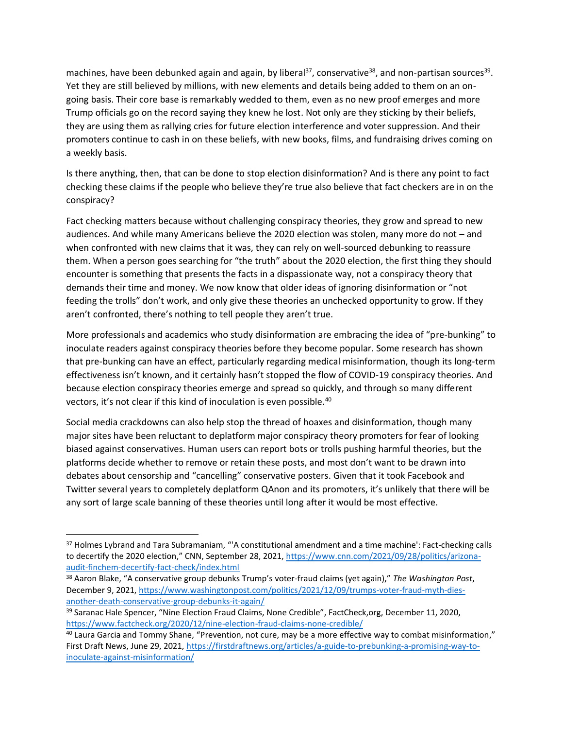machines, have been debunked again and again, by liberal[37], conservative[38], and non-partisan sources[39]. Yet they are still believed by millions, with new elements and details being added to them on an on-going basis. Their core base is remarkably wedded to them, even as no new proof emerges and more Trump officials go on the record saying they knew he lost. Not only are they sticking by their beliefs, they are using them as rallying cries for future election interference and voter suppression. And their promoters continue to cash in on these beliefs, with new books, films, and fundraising drives coming on a weekly basis.

Is there anything, then, that can be done to stop election disinformation? And is there any point to fact checking these claims if the people who believe they're true also believe that fact checkers are in on the conspiracy?

Fact checking matters because without challenging conspiracy theories, they grow and spread to new audiences. And while many Americans believe the 2020 election was stolen, many more do not – and when confronted with new claims that it was, they can rely on well-sourced debunking to reassure them. When a person goes searching for "the truth" about the 2020 election, the first thing they should encounter is something that presents the facts in a dispassionate way, not a conspiracy theory that demands their time and money. We now know that older ideas of ignoring disinformation or "not feeding the trolls" don't work, and only give these theories an unchecked opportunity to grow. If they aren't confronted, there's nothing to tell people they aren't true.

More professionals and academics who study disinformation are embracing the idea of "pre-bunking" to inoculate readers against conspiracy theories before they become popular. Some research has shown that pre-bunking can have an effect, particularly regarding medical misinformation, though its long-term effectiveness isn't known, and it certainly hasn't stopped the flow of COVID-19 conspiracy theories. And because election conspiracy theories emerge and spread so quickly, and through so many different vectors, it's not clear if this kind of inoculation is even possible.[40]

Social media crackdowns can also help stop the thread of hoaxes and disinformation, though many major sites have been reluctant to deplatform major conspiracy theory promoters for fear of looking biased against conservatives. Human users can report bots or trolls pushing harmful theories, but the platforms decide whether to remove or retain these posts, and most don't want to be drawn into debates about censorship and "cancelling" conservative posters. Given that it took Facebook and Twitter several years to completely deplatform QAnon and its promoters, it's unlikely that there will be any sort of large scale banning of these theories until long after it would be most effective.

---

[37] Holmes Lybrand and Tara Subramaniam, "'A constitutional amendment and a time machine': Fact-checking calls to decertify the 2020 election," CNN, September 28, 2021, https://www.cnn.com/2021/09/28/politics/arizona-audit-finchem-decertify-fact-check/index.html

[38] Aaron Blake, "A conservative group debunks Trump's voter-fraud claims (yet again)," *The Washington Post*, December 9, 2021, https://www.washingtonpost.com/politics/2021/12/09/trumps-voter-fraud-myth-dies-another-death-conservative-group-debunks-it-again/

[39] Saranac Hale Spencer, "Nine Election Fraud Claims, None Credible", FactCheck,org, December 11, 2020, https://www.factcheck.org/2020/12/nine-election-fraud-claims-none-credible/

[40] Laura Garcia and Tommy Shane, "Prevention, not cure, may be a more effective way to combat misinformation," First Draft News, June 29, 2021, https://firstdraftnews.org/articles/a-guide-to-prebunking-a-promising-way-to-inoculate-against-misinformation/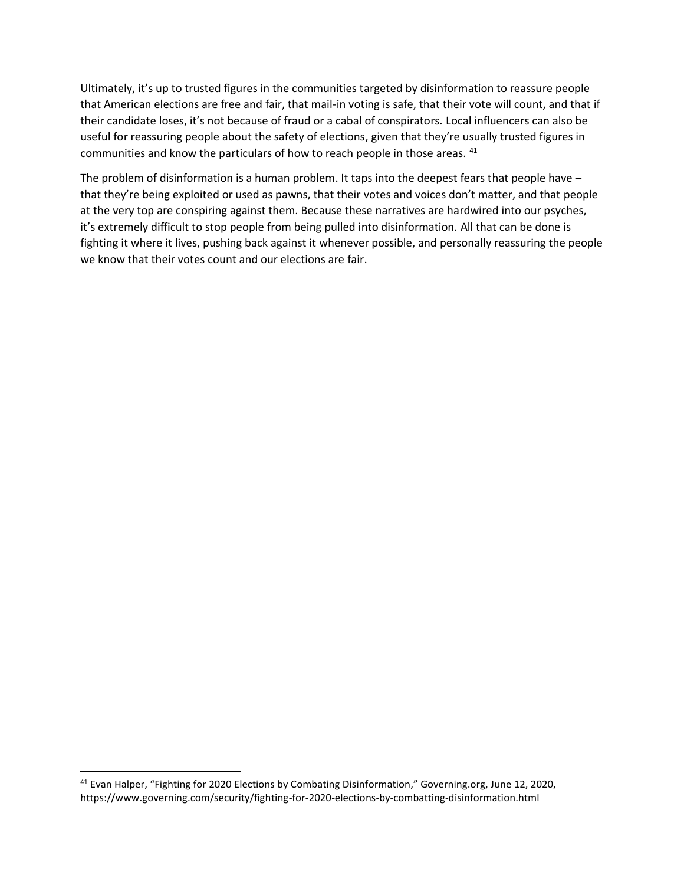Ultimately, it's up to trusted figures in the communities targeted by disinformation to reassure people that American elections are free and fair, that mail-in voting is safe, that their vote will count, and that if their candidate loses, it's not because of fraud or a cabal of conspirators. Local influencers can also be useful for reassuring people about the safety of elections, given that they're usually trusted figures in communities and know the particulars of how to reach people in those areas. [41]

The problem of disinformation is a human problem. It taps into the deepest fears that people have – that they're being exploited or used as pawns, that their votes and voices don't matter, and that people at the very top are conspiring against them. Because these narratives are hardwired into our psyches, it's extremely difficult to stop people from being pulled into disinformation. All that can be done is fighting it where it lives, pushing back against it whenever possible, and personally reassuring the people we know that their votes count and our elections are fair.

---

[41] Evan Halper, "Fighting for 2020 Elections by Combating Disinformation," Governing.org, June 12, 2020, https://www.governing.com/security/fighting-for-2020-elections-by-combatting-disinformation.html